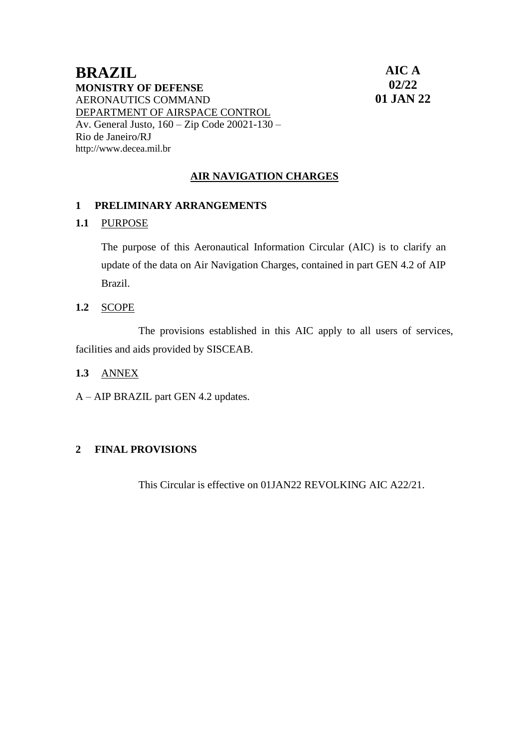# BRAZIL

**MONISTRY OF DEFENSE**
AERONAUTICS COMMAND
DEPARTMENT OF AIRSPACE CONTROL
Av. General Justo, 160 – Zip Code 20021-130 – Rio de Janeiro/RJ
http://www.decea.mil.br

**AIC A**
**02/22**
**01 JAN 22**

## AIR NAVIGATION CHARGES

### 1 PRELIMINARY ARRANGEMENTS

**1.1** PURPOSE

The purpose of this Aeronautical Information Circular (AIC) is to clarify an update of the data on Air Navigation Charges, contained in part GEN 4.2 of AIP Brazil.

**1.2** SCOPE

The provisions established in this AIC apply to all users of services, facilities and aids provided by SISCEAB.

**1.3** ANNEX

A – AIP BRAZIL part GEN 4.2 updates.

### 2 FINAL PROVISIONS

This Circular is effective on 01JAN22 REVOLKING AIC A22/21.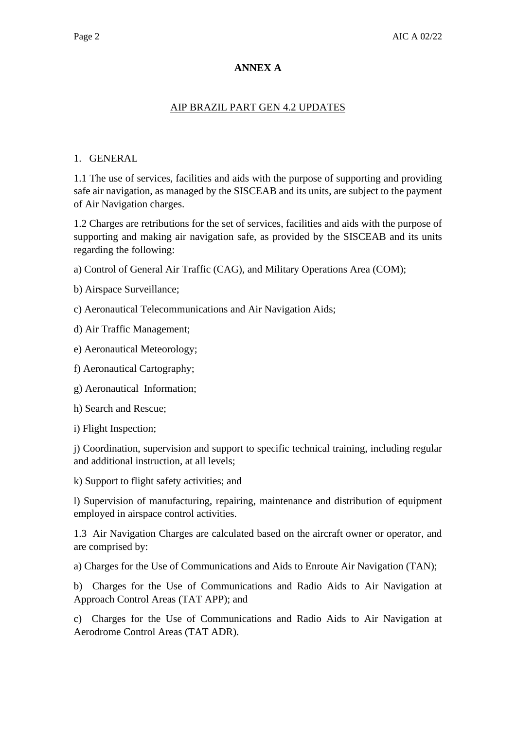# ANNEX A

## AIP BRAZIL PART GEN 4.2 UPDATES

### 1. GENERAL

1.1 The use of services, facilities and aids with the purpose of supporting and providing safe air navigation, as managed by the SISCEAB and its units, are subject to the payment of Air Navigation charges.

1.2 Charges are retributions for the set of services, facilities and aids with the purpose of supporting and making air navigation safe, as provided by the SISCEAB and its units regarding the following:

a) Control of General Air Traffic (CAG), and Military Operations Area (COM);

b) Airspace Surveillance;

c) Aeronautical Telecommunications and Air Navigation Aids;

d) Air Traffic Management;

e) Aeronautical Meteorology;

f) Aeronautical Cartography;

g) Aeronautical Information;

h) Search and Rescue;

i) Flight Inspection;

j) Coordination, supervision and support to specific technical training, including regular and additional instruction, at all levels;

k) Support to flight safety activities; and

l) Supervision of manufacturing, repairing, maintenance and distribution of equipment employed in airspace control activities.

1.3 Air Navigation Charges are calculated based on the aircraft owner or operator, and are comprised by:

a) Charges for the Use of Communications and Aids to Enroute Air Navigation (TAN);

b) Charges for the Use of Communications and Radio Aids to Air Navigation at Approach Control Areas (TAT APP); and

c) Charges for the Use of Communications and Radio Aids to Air Navigation at Aerodrome Control Areas (TAT ADR).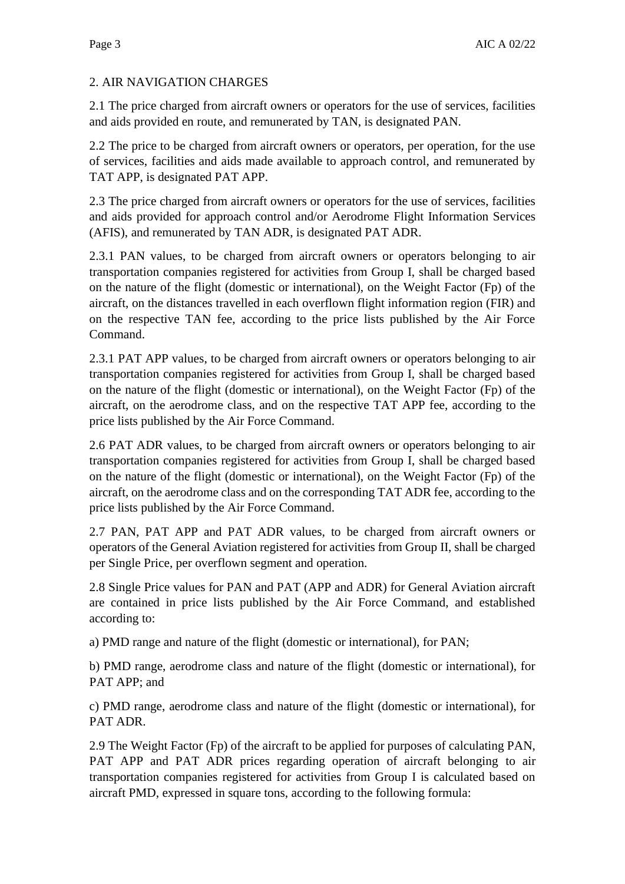## 2. AIR NAVIGATION CHARGES

2.1 The price charged from aircraft owners or operators for the use of services, facilities and aids provided en route, and remunerated by TAN, is designated PAN.

2.2 The price to be charged from aircraft owners or operators, per operation, for the use of services, facilities and aids made available to approach control, and remunerated by TAT APP, is designated PAT APP.

2.3 The price charged from aircraft owners or operators for the use of services, facilities and aids provided for approach control and/or Aerodrome Flight Information Services (AFIS), and remunerated by TAN ADR, is designated PAT ADR.

2.3.1 PAN values, to be charged from aircraft owners or operators belonging to air transportation companies registered for activities from Group I, shall be charged based on the nature of the flight (domestic or international), on the Weight Factor (Fp) of the aircraft, on the distances travelled in each overflown flight information region (FIR) and on the respective TAN fee, according to the price lists published by the Air Force Command.

2.3.1 PAT APP values, to be charged from aircraft owners or operators belonging to air transportation companies registered for activities from Group I, shall be charged based on the nature of the flight (domestic or international), on the Weight Factor (Fp) of the aircraft, on the aerodrome class, and on the respective TAT APP fee, according to the price lists published by the Air Force Command.

2.6 PAT ADR values, to be charged from aircraft owners or operators belonging to air transportation companies registered for activities from Group I, shall be charged based on the nature of the flight (domestic or international), on the Weight Factor (Fp) of the aircraft, on the aerodrome class and on the corresponding TAT ADR fee, according to the price lists published by the Air Force Command.

2.7 PAN, PAT APP and PAT ADR values, to be charged from aircraft owners or operators of the General Aviation registered for activities from Group II, shall be charged per Single Price, per overflown segment and operation.

2.8 Single Price values for PAN and PAT (APP and ADR) for General Aviation aircraft are contained in price lists published by the Air Force Command, and established according to:

a) PMD range and nature of the flight (domestic or international), for PAN;

b) PMD range, aerodrome class and nature of the flight (domestic or international), for PAT APP; and

c) PMD range, aerodrome class and nature of the flight (domestic or international), for PAT ADR.

2.9 The Weight Factor (Fp) of the aircraft to be applied for purposes of calculating PAN, PAT APP and PAT ADR prices regarding operation of aircraft belonging to air transportation companies registered for activities from Group I is calculated based on aircraft PMD, expressed in square tons, according to the following formula: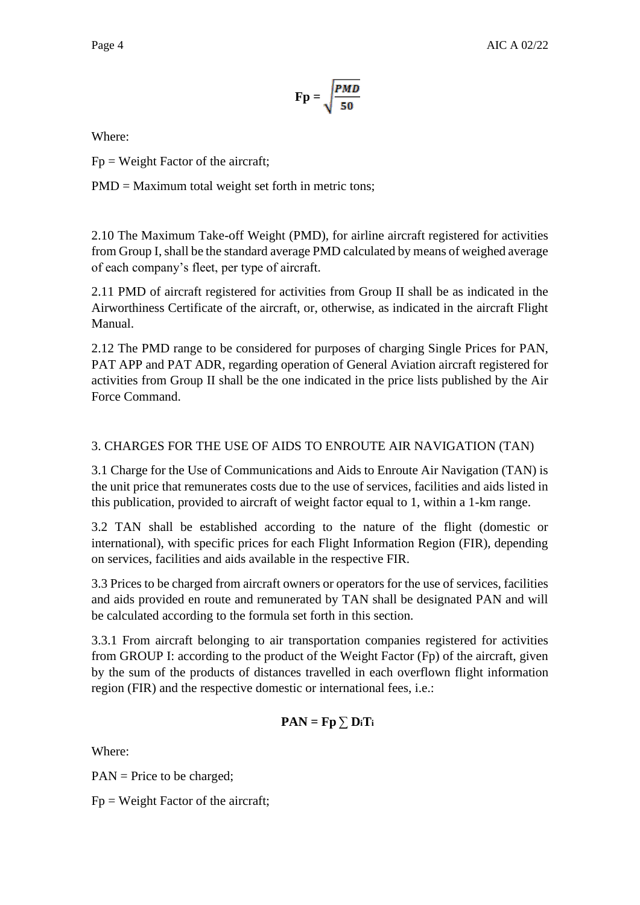$$\mathbf{Fp} = \sqrt{\frac{PMD}{50}}$$

Where:

Fp = Weight Factor of the aircraft;

PMD = Maximum total weight set forth in metric tons;

2.10 The Maximum Take-off Weight (PMD), for airline aircraft registered for activities from Group I, shall be the standard average PMD calculated by means of weighed average of each company's fleet, per type of aircraft.

2.11 PMD of aircraft registered for activities from Group II shall be as indicated in the Airworthiness Certificate of the aircraft, or, otherwise, as indicated in the aircraft Flight Manual.

2.12 The PMD range to be considered for purposes of charging Single Prices for PAN, PAT APP and PAT ADR, regarding operation of General Aviation aircraft registered for activities from Group II shall be the one indicated in the price lists published by the Air Force Command.

## 3. CHARGES FOR THE USE OF AIDS TO ENROUTE AIR NAVIGATION (TAN)

3.1 Charge for the Use of Communications and Aids to Enroute Air Navigation (TAN) is the unit price that remunerates costs due to the use of services, facilities and aids listed in this publication, provided to aircraft of weight factor equal to 1, within a 1-km range.

3.2 TAN shall be established according to the nature of the flight (domestic or international), with specific prices for each Flight Information Region (FIR), depending on services, facilities and aids available in the respective FIR.

3.3 Prices to be charged from aircraft owners or operators for the use of services, facilities and aids provided en route and remunerated by TAN shall be designated PAN and will be calculated according to the formula set forth in this section.

3.3.1 From aircraft belonging to air transportation companies registered for activities from GROUP I: according to the product of the Weight Factor (Fp) of the aircraft, given by the sum of the products of distances travelled in each overflown flight information region (FIR) and the respective domestic or international fees, i.e.:

$$\mathbf{PAN = Fp \sum D_i T_i}$$

Where:

PAN = Price to be charged;

Fp = Weight Factor of the aircraft;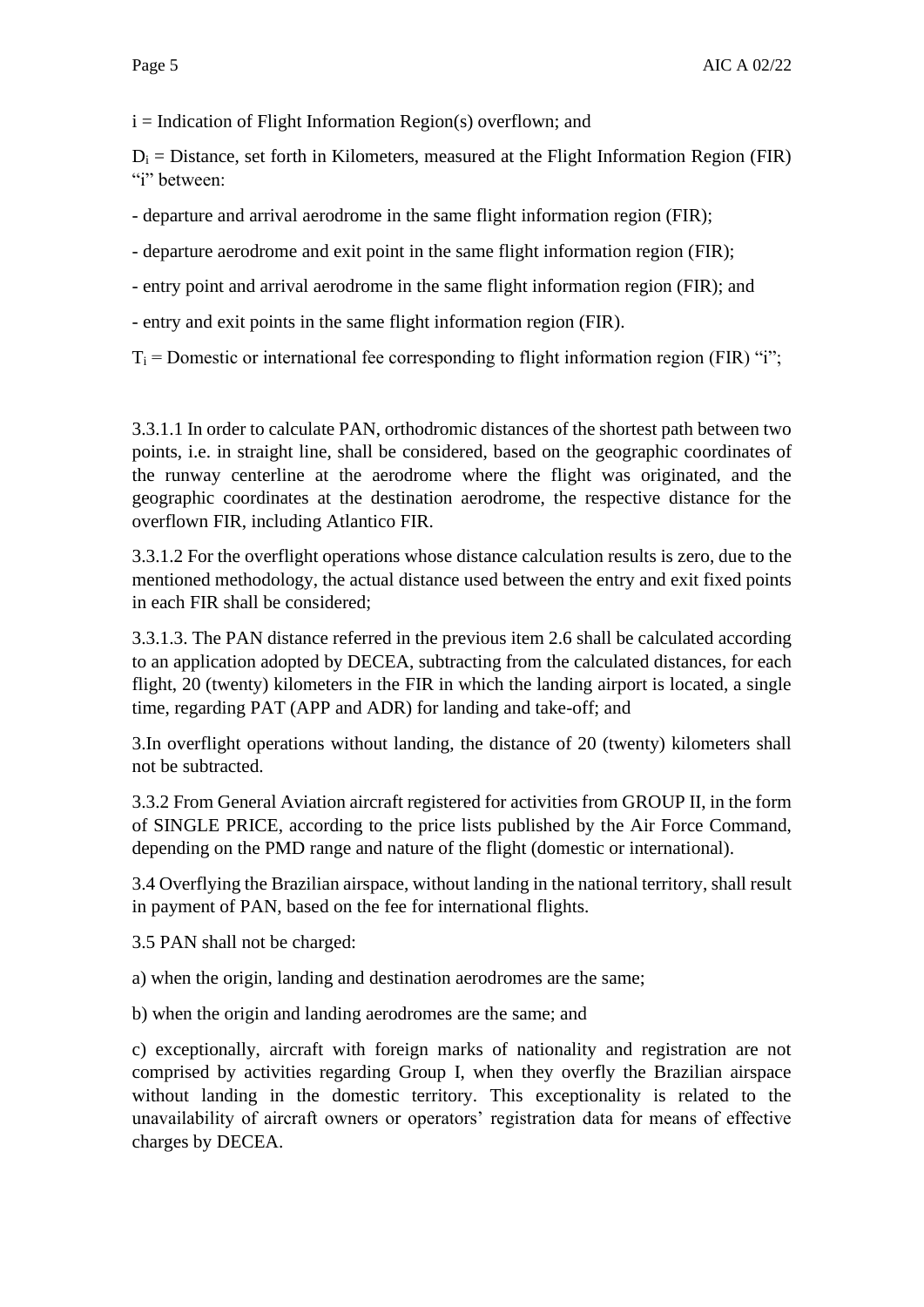$i$ = Indication of Flight Information Region(s) overflown; and

$D_i$ = Distance, set forth in Kilometers, measured at the Flight Information Region (FIR) "i" between:

- departure and arrival aerodrome in the same flight information region (FIR);

- departure aerodrome and exit point in the same flight information region (FIR);

- entry point and arrival aerodrome in the same flight information region (FIR); and

- entry and exit points in the same flight information region (FIR).

$T_i$ = Domestic or international fee corresponding to flight information region (FIR) "i";

3.3.1.1 In order to calculate PAN, orthodromic distances of the shortest path between two points, i.e. in straight line, shall be considered, based on the geographic coordinates of the runway centerline at the aerodrome where the flight was originated, and the geographic coordinates at the destination aerodrome, the respective distance for the overflown FIR, including Atlantico FIR.

3.3.1.2 For the overflight operations whose distance calculation results is zero, due to the mentioned methodology, the actual distance used between the entry and exit fixed points in each FIR shall be considered;

3.3.1.3. The PAN distance referred in the previous item 2.6 shall be calculated according to an application adopted by DECEA, subtracting from the calculated distances, for each flight, 20 (twenty) kilometers in the FIR in which the landing airport is located, a single time, regarding PAT (APP and ADR) for landing and take-off; and

3.In overflight operations without landing, the distance of 20 (twenty) kilometers shall not be subtracted.

3.3.2 From General Aviation aircraft registered for activities from GROUP II, in the form of SINGLE PRICE, according to the price lists published by the Air Force Command, depending on the PMD range and nature of the flight (domestic or international).

3.4 Overflying the Brazilian airspace, without landing in the national territory, shall result in payment of PAN, based on the fee for international flights.

3.5 PAN shall not be charged:

a) when the origin, landing and destination aerodromes are the same;

b) when the origin and landing aerodromes are the same; and

c) exceptionally, aircraft with foreign marks of nationality and registration are not comprised by activities regarding Group I, when they overfly the Brazilian airspace without landing in the domestic territory. This exceptionality is related to the unavailability of aircraft owners or operators' registration data for means of effective charges by DECEA.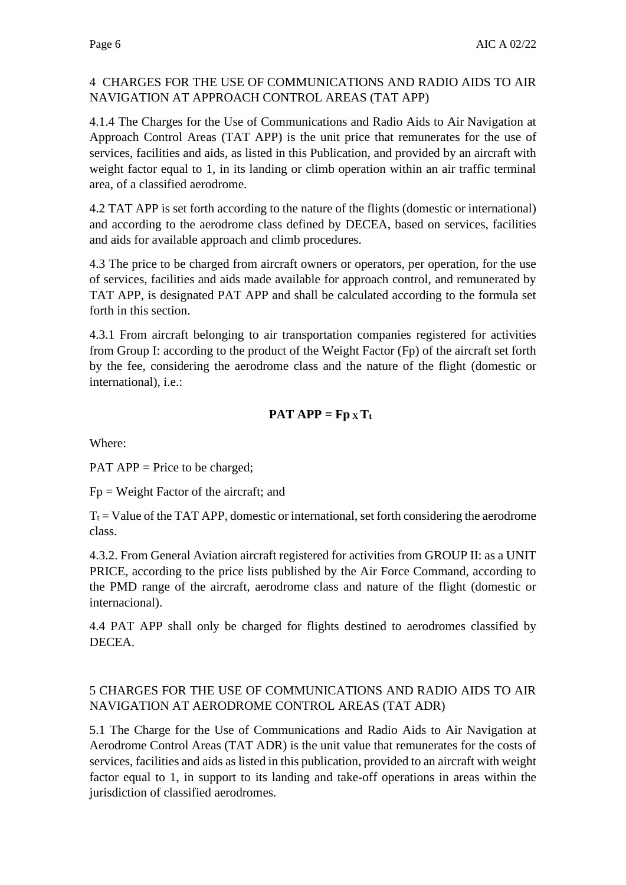## 4 CHARGES FOR THE USE OF COMMUNICATIONS AND RADIO AIDS TO AIR NAVIGATION AT APPROACH CONTROL AREAS (TAT APP)

4.1.4 The Charges for the Use of Communications and Radio Aids to Air Navigation at Approach Control Areas (TAT APP) is the unit price that remunerates for the use of services, facilities and aids, as listed in this Publication, and provided by an aircraft with weight factor equal to 1, in its landing or climb operation within an air traffic terminal area, of a classified aerodrome.

4.2 TAT APP is set forth according to the nature of the flights (domestic or international) and according to the aerodrome class defined by DECEA, based on services, facilities and aids for available approach and climb procedures.

4.3 The price to be charged from aircraft owners or operators, per operation, for the use of services, facilities and aids made available for approach control, and remunerated by TAT APP, is designated PAT APP and shall be calculated according to the formula set forth in this section.

4.3.1 From aircraft belonging to air transportation companies registered for activities from Group I: according to the product of the Weight Factor (Fp) of the aircraft set forth by the fee, considering the aerodrome class and the nature of the flight (domestic or international), i.e.:

$$\textbf{PAT APP} = \textbf{Fp} \times \textbf{T}_t$$

Where:

PAT APP = Price to be charged;

Fp = Weight Factor of the aircraft; and

$T_t$ = Value of the TAT APP, domestic or international, set forth considering the aerodrome class.

4.3.2. From General Aviation aircraft registered for activities from GROUP II: as a UNIT PRICE, according to the price lists published by the Air Force Command, according to the PMD range of the aircraft, aerodrome class and nature of the flight (domestic or internacional).

4.4 PAT APP shall only be charged for flights destined to aerodromes classified by DECEA.

## 5 CHARGES FOR THE USE OF COMMUNICATIONS AND RADIO AIDS TO AIR NAVIGATION AT AERODROME CONTROL AREAS (TAT ADR)

5.1 The Charge for the Use of Communications and Radio Aids to Air Navigation at Aerodrome Control Areas (TAT ADR) is the unit value that remunerates for the costs of services, facilities and aids as listed in this publication, provided to an aircraft with weight factor equal to 1, in support to its landing and take-off operations in areas within the jurisdiction of classified aerodromes.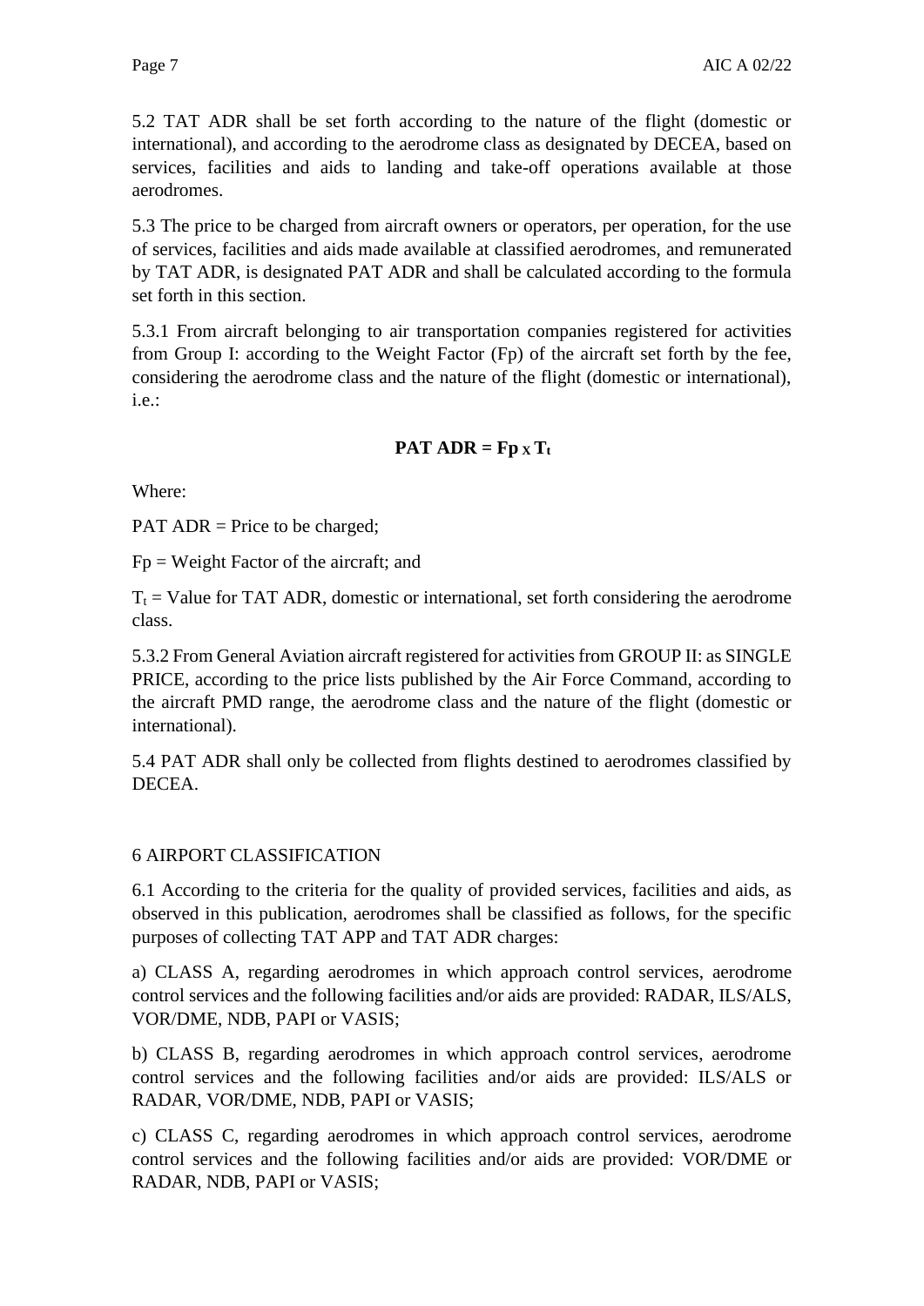5.2 TAT ADR shall be set forth according to the nature of the flight (domestic or international), and according to the aerodrome class as designated by DECEA, based on services, facilities and aids to landing and take-off operations available at those aerodromes.

5.3 The price to be charged from aircraft owners or operators, per operation, for the use of services, facilities and aids made available at classified aerodromes, and remunerated by TAT ADR, is designated PAT ADR and shall be calculated according to the formula set forth in this section.

5.3.1 From aircraft belonging to air transportation companies registered for activities from Group I: according to the Weight Factor (Fp) of the aircraft set forth by the fee, considering the aerodrome class and the nature of the flight (domestic or international), i.e.:

$$\textbf{PAT ADR} = \textbf{Fp} \times \textbf{T}_t$$

Where:

PAT ADR = Price to be charged;

Fp = Weight Factor of the aircraft; and

$T_t$ = Value for TAT ADR, domestic or international, set forth considering the aerodrome class.

5.3.2 From General Aviation aircraft registered for activities from GROUP II: as SINGLE PRICE, according to the price lists published by the Air Force Command, according to the aircraft PMD range, the aerodrome class and the nature of the flight (domestic or international).

5.4 PAT ADR shall only be collected from flights destined to aerodromes classified by DECEA.

## 6 AIRPORT CLASSIFICATION

6.1 According to the criteria for the quality of provided services, facilities and aids, as observed in this publication, aerodromes shall be classified as follows, for the specific purposes of collecting TAT APP and TAT ADR charges:

a) CLASS A, regarding aerodromes in which approach control services, aerodrome control services and the following facilities and/or aids are provided: RADAR, ILS/ALS, VOR/DME, NDB, PAPI or VASIS;

b) CLASS B, regarding aerodromes in which approach control services, aerodrome control services and the following facilities and/or aids are provided: ILS/ALS or RADAR, VOR/DME, NDB, PAPI or VASIS;

c) CLASS C, regarding aerodromes in which approach control services, aerodrome control services and the following facilities and/or aids are provided: VOR/DME or RADAR, NDB, PAPI or VASIS;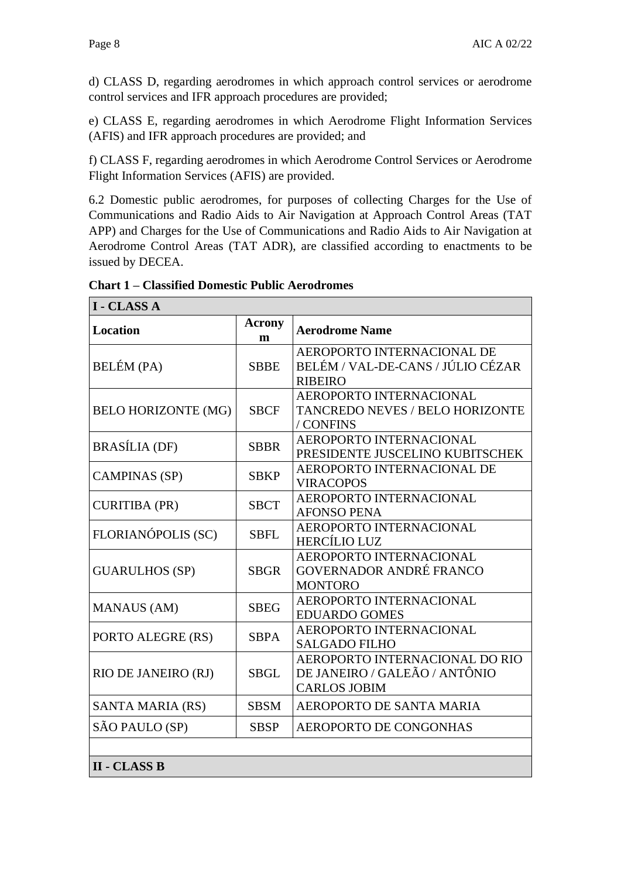d) CLASS D, regarding aerodromes in which approach control services or aerodrome control services and IFR approach procedures are provided;

e) CLASS E, regarding aerodromes in which Aerodrome Flight Information Services (AFIS) and IFR approach procedures are provided; and

f) CLASS F, regarding aerodromes in which Aerodrome Control Services or Aerodrome Flight Information Services (AFIS) are provided.

6.2 Domestic public aerodromes, for purposes of collecting Charges for the Use of Communications and Radio Aids to Air Navigation at Approach Control Areas (TAT APP) and Charges for the Use of Communications and Radio Aids to Air Navigation at Aerodrome Control Areas (TAT ADR), are classified according to enactments to be issued by DECEA.

**Chart 1 – Classified Domestic Public Aerodromes**

| **I - CLASS A** | | |
|---|---|---|
| **Location** | **Acronym** | **Aerodrome Name** |
| BELÉM (PA) | SBBE | AEROPORTO INTERNACIONAL DE BELÉM / VAL-DE-CANS / JÚLIO CÉZAR RIBEIRO |
| BELO HORIZONTE (MG) | SBCF | AEROPORTO INTERNACIONAL TANCREDO NEVES / BELO HORIZONTE / CONFINS |
| BRASÍLIA (DF) | SBBR | AEROPORTO INTERNACIONAL PRESIDENTE JUSCELINO KUBITSCHEK |
| CAMPINAS (SP) | SBKP | AEROPORTO INTERNACIONAL DE VIRACOPOS |
| CURITIBA (PR) | SBCT | AEROPORTO INTERNACIONAL AFONSO PENA |
| FLORIANÓPOLIS (SC) | SBFL | AEROPORTO INTERNACIONAL HERCÍLIO LUZ |
| GUARULHOS (SP) | SBGR | AEROPORTO INTERNACIONAL GOVERNADOR ANDRÉ FRANCO MONTORO |
| MANAUS (AM) | SBEG | AEROPORTO INTERNACIONAL EDUARDO GOMES |
| PORTO ALEGRE (RS) | SBPA | AEROPORTO INTERNACIONAL SALGADO FILHO |
| RIO DE JANEIRO (RJ) | SBGL | AEROPORTO INTERNACIONAL DO RIO DE JANEIRO / GALEÃO / ANTÔNIO CARLOS JOBIM |
| SANTA MARIA (RS) | SBSM | AEROPORTO DE SANTA MARIA |
| SÃO PAULO (SP) | SBSP | AEROPORTO DE CONGONHAS |
| | | |
| **II - CLASS B** | | |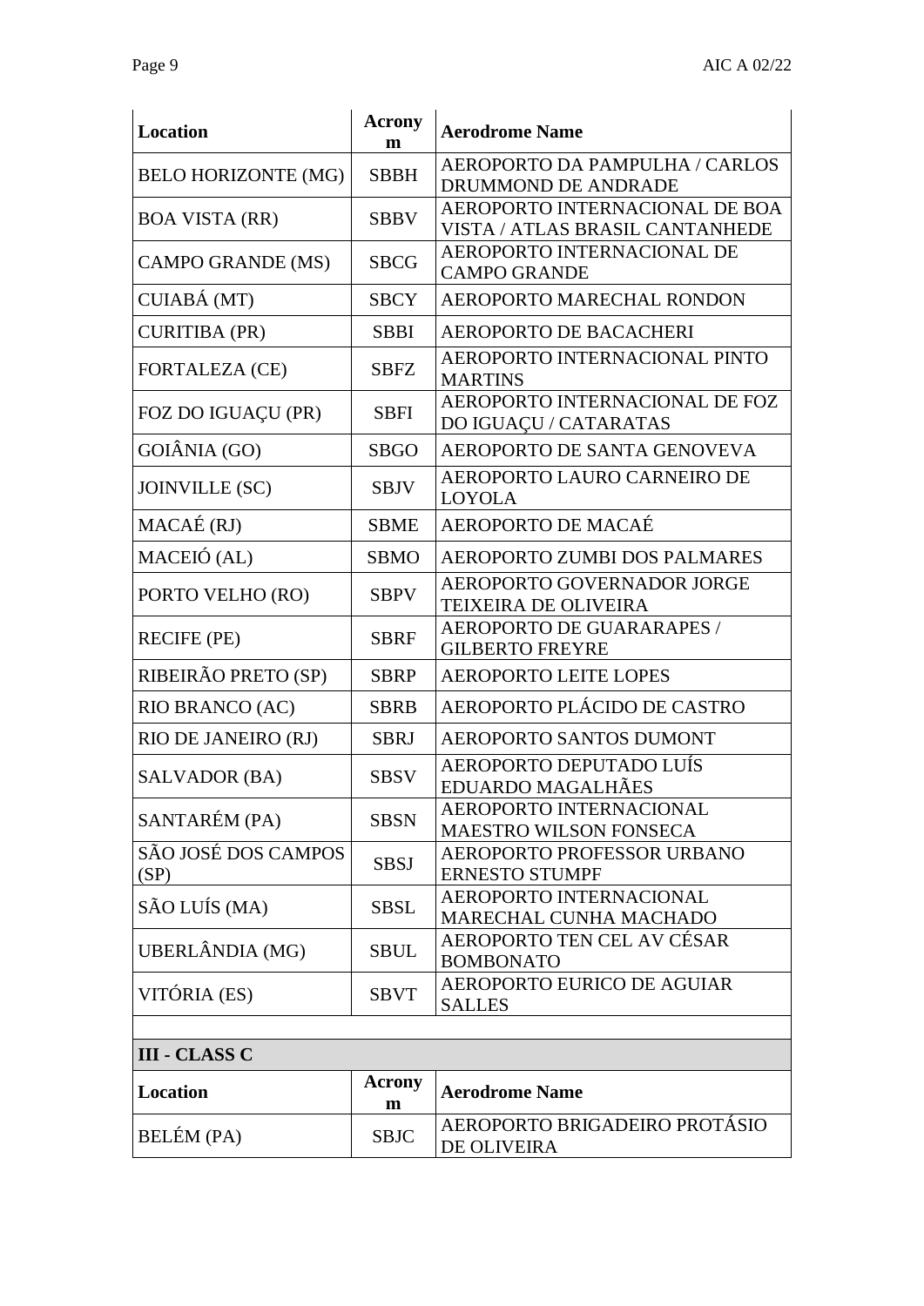| Location | Acronym | Aerodrome Name |
|---|---|---|
| BELO HORIZONTE (MG) | SBBH | AEROPORTO DA PAMPULHA / CARLOS DRUMMOND DE ANDRADE |
| BOA VISTA (RR) | SBBV | AEROPORTO INTERNACIONAL DE BOA VISTA / ATLAS BRASIL CANTANHEDE |
| CAMPO GRANDE (MS) | SBCG | AEROPORTO INTERNACIONAL DE CAMPO GRANDE |
| CUIABÁ (MT) | SBCY | AEROPORTO MARECHAL RONDON |
| CURITIBA (PR) | SBBI | AEROPORTO DE BACACHERI |
| FORTALEZA (CE) | SBFZ | AEROPORTO INTERNACIONAL PINTO MARTINS |
| FOZ DO IGUAÇU (PR) | SBFI | AEROPORTO INTERNACIONAL DE FOZ DO IGUAÇU / CATARATAS |
| GOIÂNIA (GO) | SBGO | AEROPORTO DE SANTA GENOVEVA |
| JOINVILLE (SC) | SBJV | AEROPORTO LAURO CARNEIRO DE LOYOLA |
| MACAÉ (RJ) | SBME | AEROPORTO DE MACAÉ |
| MACEIÓ (AL) | SBMO | AEROPORTO ZUMBI DOS PALMARES |
| PORTO VELHO (RO) | SBPV | AEROPORTO GOVERNADOR JORGE TEIXEIRA DE OLIVEIRA |
| RECIFE (PE) | SBRF | AEROPORTO DE GUARARAPES / GILBERTO FREYRE |
| RIBEIRÃO PRETO (SP) | SBRP | AEROPORTO LEITE LOPES |
| RIO BRANCO (AC) | SBRB | AEROPORTO PLÁCIDO DE CASTRO |
| RIO DE JANEIRO (RJ) | SBRJ | AEROPORTO SANTOS DUMONT |
| SALVADOR (BA) | SBSV | AEROPORTO DEPUTADO LUÍS EDUARDO MAGALHÃES |
| SANTARÉM (PA) | SBSN | AEROPORTO INTERNACIONAL MAESTRO WILSON FONSECA |
| SÃO JOSÉ DOS CAMPOS (SP) | SBSJ | AEROPORTO PROFESSOR URBANO ERNESTO STUMPF |
| SÃO LUÍS (MA) | SBSL | AEROPORTO INTERNACIONAL MARECHAL CUNHA MACHADO |
| UBERLÂNDIA (MG) | SBUL | AEROPORTO TEN CEL AV CÉSAR BOMBONATO |
| VITÓRIA (ES) | SBVT | AEROPORTO EURICO DE AGUIAR SALLES |

**III - CLASS C**

| Location | Acronym | Aerodrome Name |
|---|---|---|
| BELÉM (PA) | SBJC | AEROPORTO BRIGADEIRO PROTÁSIO DE OLIVEIRA |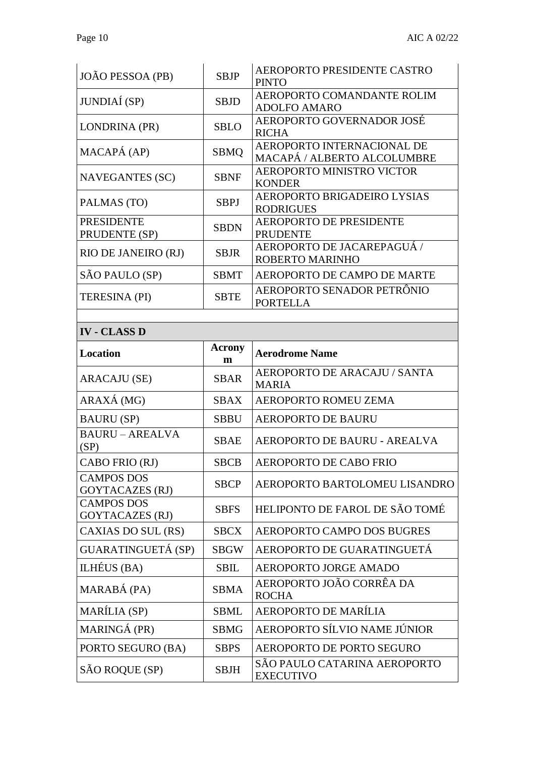| | | |
|---|---|---|
| JOÃO PESSOA (PB) | SBJP | AEROPORTO PRESIDENTE CASTRO PINTO |
| JUNDIAÍ (SP) | SBJD | AEROPORTO COMANDANTE ROLIM ADOLFO AMARO |
| LONDRINA (PR) | SBLO | AEROPORTO GOVERNADOR JOSÉ RICHA |
| MACAPÁ (AP) | SBMQ | AEROPORTO INTERNACIONAL DE MACAPÁ / ALBERTO ALCOLUMBRE |
| NAVEGANTES (SC) | SBNF | AEROPORTO MINISTRO VICTOR KONDER |
| PALMAS (TO) | SBPJ | AEROPORTO BRIGADEIRO LYSIAS RODRIGUES |
| PRESIDENTE PRUDENTE (SP) | SBDN | AEROPORTO DE PRESIDENTE PRUDENTE |
| RIO DE JANEIRO (RJ) | SBJR | AEROPORTO DE JACAREPAGUÁ / ROBERTO MARINHO |
| SÃO PAULO (SP) | SBMT | AEROPORTO DE CAMPO DE MARTE |
| TERESINA (PI) | SBTE | AEROPORTO SENADOR PETRÔNIO PORTELLA |

**IV - CLASS D**

| Location | Acronym | Aerodrome Name |
|---|---|---|
| ARACAJU (SE) | SBAR | AEROPORTO DE ARACAJU / SANTA MARIA |
| ARAXÁ (MG) | SBAX | AEROPORTO ROMEU ZEMA |
| BAURU (SP) | SBBU | AEROPORTO DE BAURU |
| BAURU – AREALVA (SP) | SBAE | AEROPORTO DE BAURU - AREALVA |
| CABO FRIO (RJ) | SBCB | AEROPORTO DE CABO FRIO |
| CAMPOS DOS GOYTACAZES (RJ) | SBCP | AEROPORTO BARTOLOMEU LISANDRO |
| CAMPOS DOS GOYTACAZES (RJ) | SBFS | HELIPONTO DE FAROL DE SÃO TOMÉ |
| CAXIAS DO SUL (RS) | SBCX | AEROPORTO CAMPO DOS BUGRES |
| GUARATINGUETÁ (SP) | SBGW | AEROPORTO DE GUARATINGUETÁ |
| ILHÉUS (BA) | SBIL | AEROPORTO JORGE AMADO |
| MARABÁ (PA) | SBMA | AEROPORTO JOÃO CORRÊA DA ROCHA |
| MARÍLIA (SP) | SBML | AEROPORTO DE MARÍLIA |
| MARINGÁ (PR) | SBMG | AEROPORTO SÍLVIO NAME JÚNIOR |
| PORTO SEGURO (BA) | SBPS | AEROPORTO DE PORTO SEGURO |
| SÃO ROQUE (SP) | SBJH | SÃO PAULO CATARINA AEROPORTO EXECUTIVO |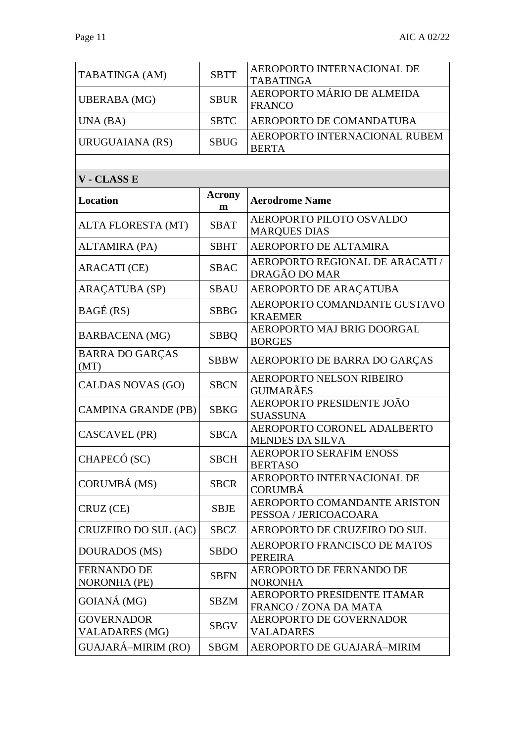| | | |
|---|---|---|
| TABATINGA (AM) | SBTT | AEROPORTO INTERNACIONAL DE TABATINGA |
| UBERABA (MG) | SBUR | AEROPORTO MÁRIO DE ALMEIDA FRANCO |
| UNA (BA) | SBTC | AEROPORTO DE COMANDATUBA |
| URUGUAIANA (RS) | SBUG | AEROPORTO INTERNACIONAL RUBEM BERTA |

**V - CLASS E**

| Location | Acronym | Aerodrome Name |
|---|---|---|
| ALTA FLORESTA (MT) | SBAT | AEROPORTO PILOTO OSVALDO MARQUES DIAS |
| ALTAMIRA (PA) | SBHT | AEROPORTO DE ALTAMIRA |
| ARACATI (CE) | SBAC | AEROPORTO REGIONAL DE ARACATI / DRAGÃO DO MAR |
| ARAÇATUBA (SP) | SBAU | AEROPORTO DE ARAÇATUBA |
| BAGÉ (RS) | SBBG | AEROPORTO COMANDANTE GUSTAVO KRAEMER |
| BARBACENA (MG) | SBBQ | AEROPORTO MAJ BRIG DOORGAL BORGES |
| BARRA DO GARÇAS (MT) | SBBW | AEROPORTO DE BARRA DO GARÇAS |
| CALDAS NOVAS (GO) | SBCN | AEROPORTO NELSON RIBEIRO GUIMARÃES |
| CAMPINA GRANDE (PB) | SBKG | AEROPORTO PRESIDENTE JOÃO SUASSUNA |
| CASCAVEL (PR) | SBCA | AEROPORTO CORONEL ADALBERTO MENDES DA SILVA |
| CHAPECÓ (SC) | SBCH | AEROPORTO SERAFIM ENOSS BERTASO |
| CORUMBÁ (MS) | SBCR | AEROPORTO INTERNACIONAL DE CORUMBÁ |
| CRUZ (CE) | SBJE | AEROPORTO COMANDANTE ARISTON PESSOA / JERICOACOARA |
| CRUZEIRO DO SUL (AC) | SBCZ | AEROPORTO DE CRUZEIRO DO SUL |
| DOURADOS (MS) | SBDO | AEROPORTO FRANCISCO DE MATOS PEREIRA |
| FERNANDO DE NORONHA (PE) | SBFN | AEROPORTO DE FERNANDO DE NORONHA |
| GOIANÁ (MG) | SBZM | AEROPORTO PRESIDENTE ITAMAR FRANCO / ZONA DA MATA |
| GOVERNADOR VALADARES (MG) | SBGV | AEROPORTO DE GOVERNADOR VALADARES |
| GUAJARÁ–MIRIM (RO) | SBGM | AEROPORTO DE GUAJARÁ–MIRIM |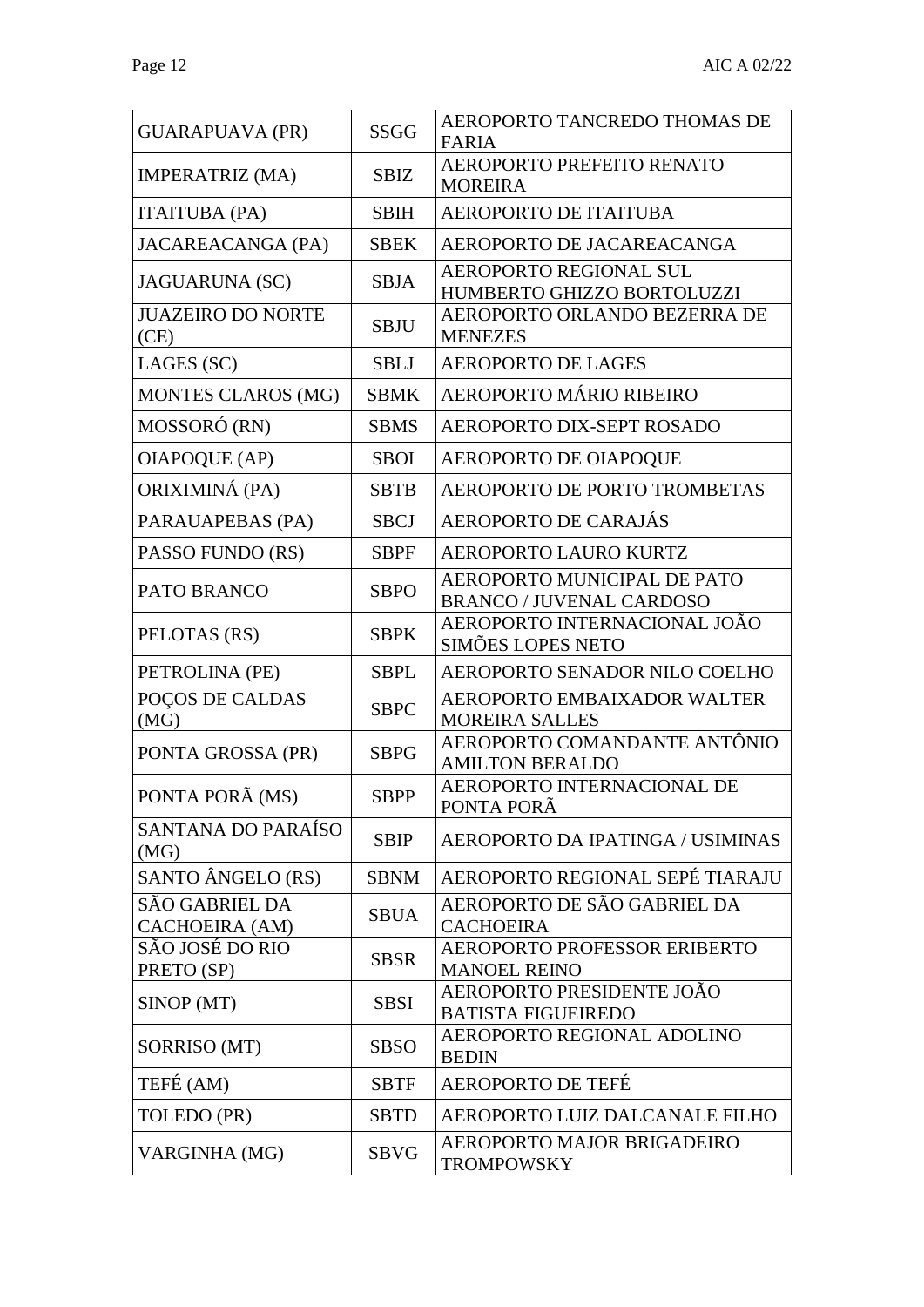| | | |
|---|---|---|
| GUARAPUAVA (PR) | SSGG | AEROPORTO TANCREDO THOMAS DE FARIA |
| IMPERATRIZ (MA) | SBIZ | AEROPORTO PREFEITO RENATO MOREIRA |
| ITAITUBA (PA) | SBIH | AEROPORTO DE ITAITUBA |
| JACAREACANGA (PA) | SBEK | AEROPORTO DE JACAREACANGA |
| JAGUARUNA (SC) | SBJA | AEROPORTO REGIONAL SUL HUMBERTO GHIZZO BORTOLUZZI |
| JUAZEIRO DO NORTE (CE) | SBJU | AEROPORTO ORLANDO BEZERRA DE MENEZES |
| LAGES (SC) | SBLJ | AEROPORTO DE LAGES |
| MONTES CLAROS (MG) | SBMK | AEROPORTO MÁRIO RIBEIRO |
| MOSSORÓ (RN) | SBMS | AEROPORTO DIX-SEPT ROSADO |
| OIAPOQUE (AP) | SBOI | AEROPORTO DE OIAPOQUE |
| ORIXIMINÁ (PA) | SBTB | AEROPORTO DE PORTO TROMBETAS |
| PARAUAPEBAS (PA) | SBCJ | AEROPORTO DE CARAJÁS |
| PASSO FUNDO (RS) | SBPF | AEROPORTO LAURO KURTZ |
| PATO BRANCO | SBPO | AEROPORTO MUNICIPAL DE PATO BRANCO / JUVENAL CARDOSO |
| PELOTAS (RS) | SBPK | AEROPORTO INTERNACIONAL JOÃO SIMÕES LOPES NETO |
| PETROLINA (PE) | SBPL | AEROPORTO SENADOR NILO COELHO |
| POÇOS DE CALDAS (MG) | SBPC | AEROPORTO EMBAIXADOR WALTER MOREIRA SALLES |
| PONTA GROSSA (PR) | SBPG | AEROPORTO COMANDANTE ANTÔNIO AMILTON BERALDO |
| PONTA PORÃ (MS) | SBPP | AEROPORTO INTERNACIONAL DE PONTA PORÃ |
| SANTANA DO PARAÍSO (MG) | SBIP | AEROPORTO DA IPATINGA / USIMINAS |
| SANTO ÂNGELO (RS) | SBNM | AEROPORTO REGIONAL SEPÉ TIARAJU |
| SÃO GABRIEL DA CACHOEIRA (AM) | SBUA | AEROPORTO DE SÃO GABRIEL DA CACHOEIRA |
| SÃO JOSÉ DO RIO PRETO (SP) | SBSR | AEROPORTO PROFESSOR ERIBERTO MANOEL REINO |
| SINOP (MT) | SBSI | AEROPORTO PRESIDENTE JOÃO BATISTA FIGUEIREDO |
| SORRISO (MT) | SBSO | AEROPORTO REGIONAL ADOLINO BEDIN |
| TEFÉ (AM) | SBTF | AEROPORTO DE TEFÉ |
| TOLEDO (PR) | SBTD | AEROPORTO LUIZ DALCANALE FILHO |
| VARGINHA (MG) | SBVG | AEROPORTO MAJOR BRIGADEIRO TROMPOWSKY |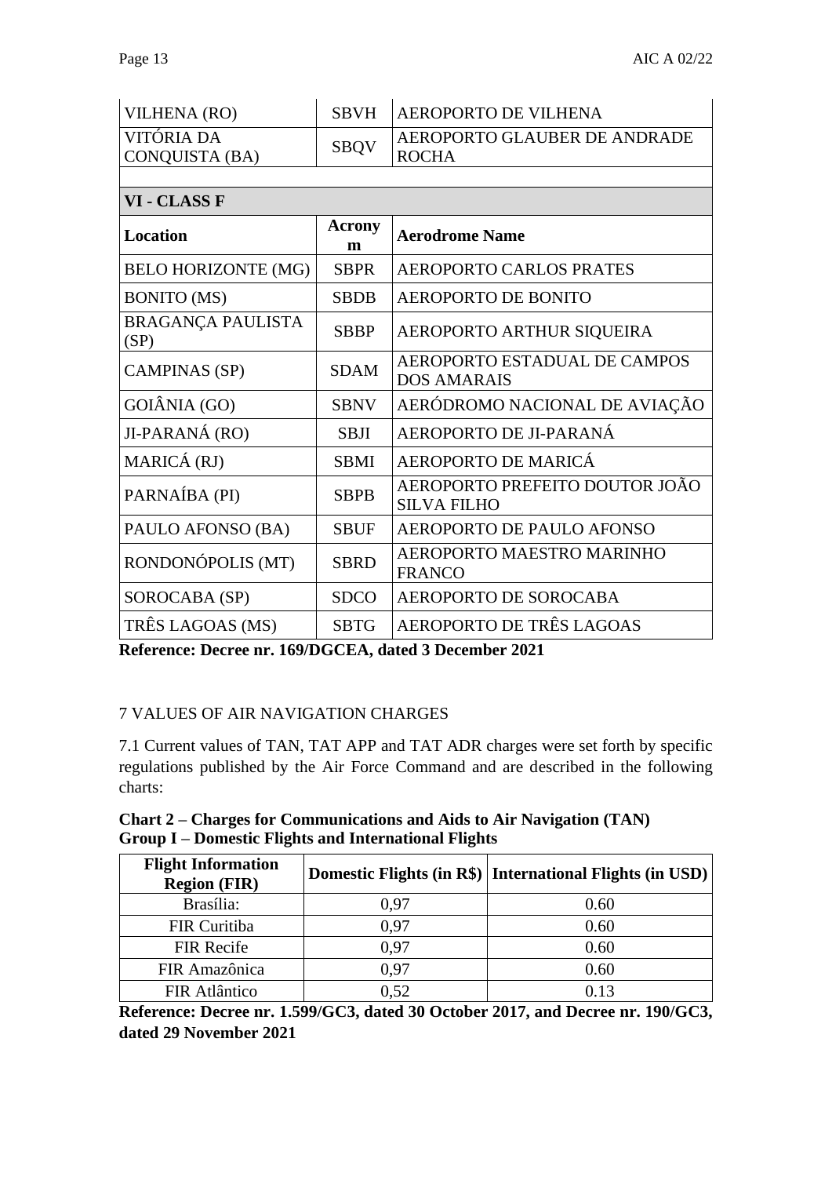| | | |
|---|---|---|
| VILHENA (RO) | SBVH | AEROPORTO DE VILHENA |
| VITÓRIA DA CONQUISTA (BA) | SBQV | AEROPORTO GLAUBER DE ANDRADE ROCHA |

| **VI - CLASS F** | | |
|---|---|---|
| **Location** | **Acronym** | **Aerodrome Name** |
| BELO HORIZONTE (MG) | SBPR | AEROPORTO CARLOS PRATES |
| BONITO (MS) | SBDB | AEROPORTO DE BONITO |
| BRAGANÇA PAULISTA (SP) | SBBP | AEROPORTO ARTHUR SIQUEIRA |
| CAMPINAS (SP) | SDAM | AEROPORTO ESTADUAL DE CAMPOS DOS AMARAIS |
| GOIÂNIA (GO) | SBNV | AERÓDROMO NACIONAL DE AVIAÇÃO |
| JI-PARANÁ (RO) | SBJI | AEROPORTO DE JI-PARANÁ |
| MARICÁ (RJ) | SBMI | AEROPORTO DE MARICÁ |
| PARNAÍBA (PI) | SBPB | AEROPORTO PREFEITO DOUTOR JOÃO SILVA FILHO |
| PAULO AFONSO (BA) | SBUF | AEROPORTO DE PAULO AFONSO |
| RONDONÓPOLIS (MT) | SBRD | AEROPORTO MAESTRO MARINHO FRANCO |
| SOROCABA (SP) | SDCO | AEROPORTO DE SOROCABA |
| TRÊS LAGOAS (MS) | SBTG | AEROPORTO DE TRÊS LAGOAS |

**Reference: Decree nr. 169/DGCEA, dated 3 December 2021**

## 7 VALUES OF AIR NAVIGATION CHARGES

7.1 Current values of TAN, TAT APP and TAT ADR charges were set forth by specific regulations published by the Air Force Command and are described in the following charts:

**Chart 2 – Charges for Communications and Aids to Air Navigation (TAN)**
**Group I – Domestic Flights and International Flights**

| Flight Information Region (FIR) | Domestic Flights (in R$) | International Flights (in USD) |
|---|---|---|
| Brasília: | 0,97 | 0.60 |
| FIR Curitiba | 0,97 | 0.60 |
| FIR Recife | 0,97 | 0.60 |
| FIR Amazônica | 0,97 | 0.60 |
| FIR Atlântico | 0,52 | 0.13 |

**Reference: Decree nr. 1.599/GC3, dated 30 October 2017, and Decree nr. 190/GC3, dated 29 November 2021**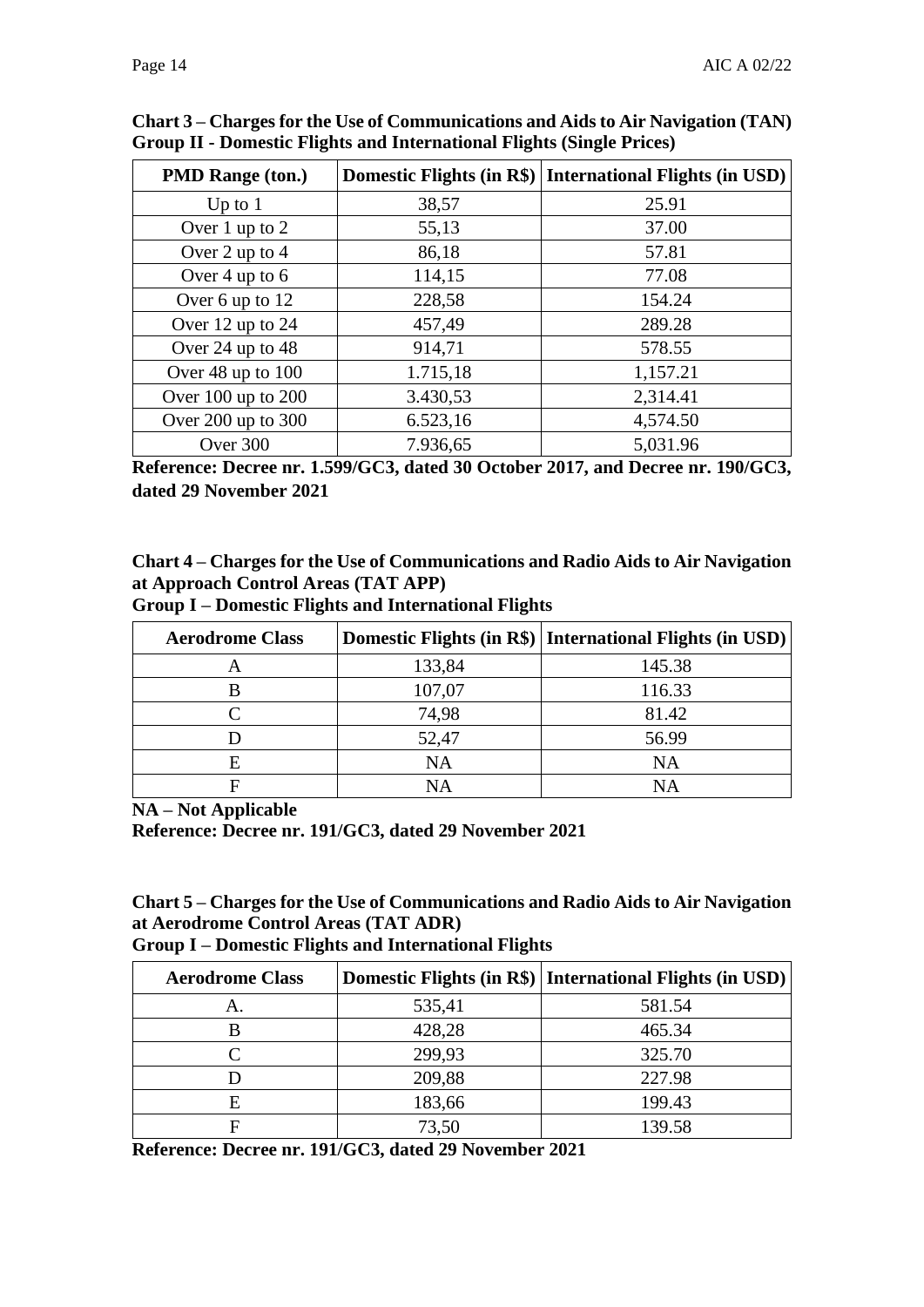**Chart 3 – Charges for the Use of Communications and Aids to Air Navigation (TAN) Group II - Domestic Flights and International Flights (Single Prices)**

| PMD Range (ton.) | Domestic Flights (in R$) | International Flights (in USD) |
|---|---|---|
| Up to 1 | 38,57 | 25.91 |
| Over 1 up to 2 | 55,13 | 37.00 |
| Over 2 up to 4 | 86,18 | 57.81 |
| Over 4 up to 6 | 114,15 | 77.08 |
| Over 6 up to 12 | 228,58 | 154.24 |
| Over 12 up to 24 | 457,49 | 289.28 |
| Over 24 up to 48 | 914,71 | 578.55 |
| Over 48 up to 100 | 1.715,18 | 1,157.21 |
| Over 100 up to 200 | 3.430,53 | 2,314.41 |
| Over 200 up to 300 | 6.523,16 | 4,574.50 |
| Over 300 | 7.936,65 | 5,031.96 |

**Reference: Decree nr. 1.599/GC3, dated 30 October 2017, and Decree nr. 190/GC3, dated 29 November 2021**

**Chart 4 – Charges for the Use of Communications and Radio Aids to Air Navigation at Approach Control Areas (TAT APP)**
**Group I – Domestic Flights and International Flights**

| Aerodrome Class | Domestic Flights (in R$) | International Flights (in USD) |
|---|---|---|
| A | 133,84 | 145.38 |
| B | 107,07 | 116.33 |
| C | 74,98 | 81.42 |
| D | 52,47 | 56.99 |
| E | NA | NA |
| F | NA | NA |

**NA – Not Applicable**
**Reference: Decree nr. 191/GC3, dated 29 November 2021**

**Chart 5 – Charges for the Use of Communications and Radio Aids to Air Navigation at Aerodrome Control Areas (TAT ADR)**
**Group I – Domestic Flights and International Flights**

| Aerodrome Class | Domestic Flights (in R$) | International Flights (in USD) |
|---|---|---|
| A. | 535,41 | 581.54 |
| B | 428,28 | 465.34 |
| C | 299,93 | 325.70 |
| D | 209,88 | 227.98 |
| E | 183,66 | 199.43 |
| F | 73,50 | 139.58 |

**Reference: Decree nr. 191/GC3, dated 29 November 2021**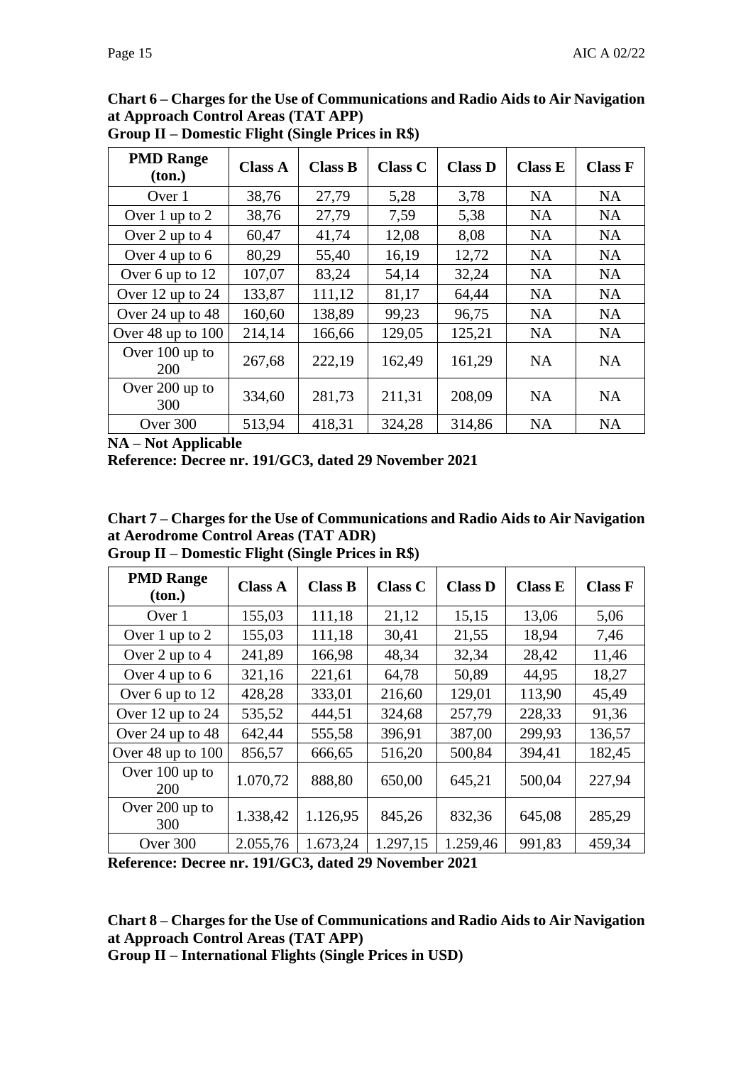**Chart 6 – Charges for the Use of Communications and Radio Aids to Air Navigation at Approach Control Areas (TAT APP)**
**Group II – Domestic Flight (Single Prices in R$)**

| PMD Range (ton.) | Class A | Class B | Class C | Class D | Class E | Class F |
|---|---|---|---|---|---|---|
| Over 1 | 38,76 | 27,79 | 5,28 | 3,78 | NA | NA |
| Over 1 up to 2 | 38,76 | 27,79 | 7,59 | 5,38 | NA | NA |
| Over 2 up to 4 | 60,47 | 41,74 | 12,08 | 8,08 | NA | NA |
| Over 4 up to 6 | 80,29 | 55,40 | 16,19 | 12,72 | NA | NA |
| Over 6 up to 12 | 107,07 | 83,24 | 54,14 | 32,24 | NA | NA |
| Over 12 up to 24 | 133,87 | 111,12 | 81,17 | 64,44 | NA | NA |
| Over 24 up to 48 | 160,60 | 138,89 | 99,23 | 96,75 | NA | NA |
| Over 48 up to 100 | 214,14 | 166,66 | 129,05 | 125,21 | NA | NA |
| Over 100 up to 200 | 267,68 | 222,19 | 162,49 | 161,29 | NA | NA |
| Over 200 up to 300 | 334,60 | 281,73 | 211,31 | 208,09 | NA | NA |
| Over 300 | 513,94 | 418,31 | 324,28 | 314,86 | NA | NA |

**NA – Not Applicable**
**Reference: Decree nr. 191/GC3, dated 29 November 2021**

**Chart 7 – Charges for the Use of Communications and Radio Aids to Air Navigation at Aerodrome Control Areas (TAT ADR)**
**Group II – Domestic Flight (Single Prices in R$)**

| PMD Range (ton.) | Class A | Class B | Class C | Class D | Class E | Class F |
|---|---|---|---|---|---|---|
| Over 1 | 155,03 | 111,18 | 21,12 | 15,15 | 13,06 | 5,06 |
| Over 1 up to 2 | 155,03 | 111,18 | 30,41 | 21,55 | 18,94 | 7,46 |
| Over 2 up to 4 | 241,89 | 166,98 | 48,34 | 32,34 | 28,42 | 11,46 |
| Over 4 up to 6 | 321,16 | 221,61 | 64,78 | 50,89 | 44,95 | 18,27 |
| Over 6 up to 12 | 428,28 | 333,01 | 216,60 | 129,01 | 113,90 | 45,49 |
| Over 12 up to 24 | 535,52 | 444,51 | 324,68 | 257,79 | 228,33 | 91,36 |
| Over 24 up to 48 | 642,44 | 555,58 | 396,91 | 387,00 | 299,93 | 136,57 |
| Over 48 up to 100 | 856,57 | 666,65 | 516,20 | 500,84 | 394,41 | 182,45 |
| Over 100 up to 200 | 1.070,72 | 888,80 | 650,00 | 645,21 | 500,04 | 227,94 |
| Over 200 up to 300 | 1.338,42 | 1.126,95 | 845,26 | 832,36 | 645,08 | 285,29 |
| Over 300 | 2.055,76 | 1.673,24 | 1.297,15 | 1.259,46 | 991,83 | 459,34 |

**Reference: Decree nr. 191/GC3, dated 29 November 2021**

**Chart 8 – Charges for the Use of Communications and Radio Aids to Air Navigation at Approach Control Areas (TAT APP)**
**Group II – International Flights (Single Prices in USD)**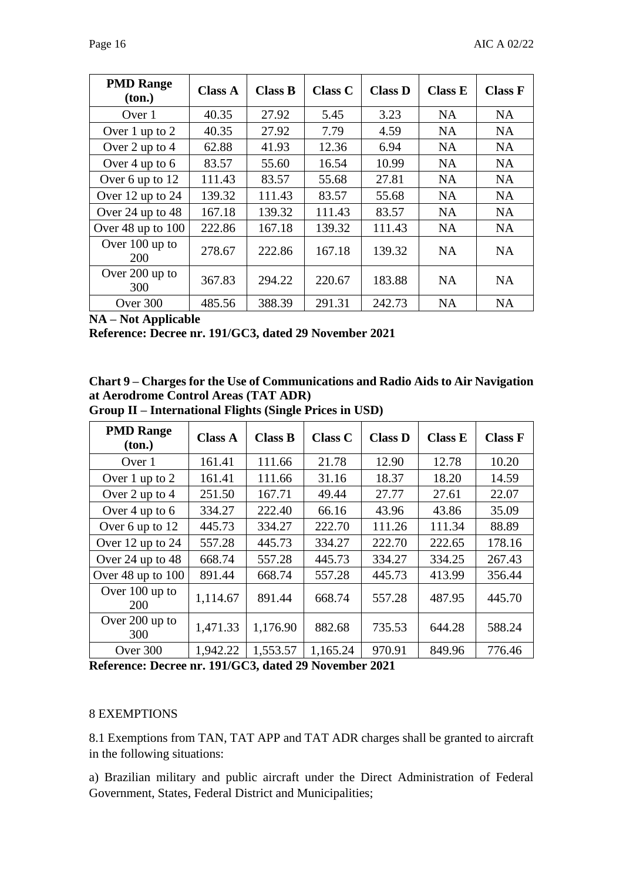| PMD Range (ton.) | Class A | Class B | Class C | Class D | Class E | Class F |
|---|---|---|---|---|---|---|
| Over 1 | 40.35 | 27.92 | 5.45 | 3.23 | NA | NA |
| Over 1 up to 2 | 40.35 | 27.92 | 7.79 | 4.59 | NA | NA |
| Over 2 up to 4 | 62.88 | 41.93 | 12.36 | 6.94 | NA | NA |
| Over 4 up to 6 | 83.57 | 55.60 | 16.54 | 10.99 | NA | NA |
| Over 6 up to 12 | 111.43 | 83.57 | 55.68 | 27.81 | NA | NA |
| Over 12 up to 24 | 139.32 | 111.43 | 83.57 | 55.68 | NA | NA |
| Over 24 up to 48 | 167.18 | 139.32 | 111.43 | 83.57 | NA | NA |
| Over 48 up to 100 | 222.86 | 167.18 | 139.32 | 111.43 | NA | NA |
| Over 100 up to 200 | 278.67 | 222.86 | 167.18 | 139.32 | NA | NA |
| Over 200 up to 300 | 367.83 | 294.22 | 220.67 | 183.88 | NA | NA |
| Over 300 | 485.56 | 388.39 | 291.31 | 242.73 | NA | NA |

**NA – Not Applicable**

**Reference: Decree nr. 191/GC3, dated 29 November 2021**

**Chart 9 – Charges for the Use of Communications and Radio Aids to Air Navigation at Aerodrome Control Areas (TAT ADR)**
**Group II – International Flights (Single Prices in USD)**

| PMD Range (ton.) | Class A | Class B | Class C | Class D | Class E | Class F |
|---|---|---|---|---|---|---|
| Over 1 | 161.41 | 111.66 | 21.78 | 12.90 | 12.78 | 10.20 |
| Over 1 up to 2 | 161.41 | 111.66 | 31.16 | 18.37 | 18.20 | 14.59 |
| Over 2 up to 4 | 251.50 | 167.71 | 49.44 | 27.77 | 27.61 | 22.07 |
| Over 4 up to 6 | 334.27 | 222.40 | 66.16 | 43.96 | 43.86 | 35.09 |
| Over 6 up to 12 | 445.73 | 334.27 | 222.70 | 111.26 | 111.34 | 88.89 |
| Over 12 up to 24 | 557.28 | 445.73 | 334.27 | 222.70 | 222.65 | 178.16 |
| Over 24 up to 48 | 668.74 | 557.28 | 445.73 | 334.27 | 334.25 | 267.43 |
| Over 48 up to 100 | 891.44 | 668.74 | 557.28 | 445.73 | 413.99 | 356.44 |
| Over 100 up to 200 | 1,114.67 | 891.44 | 668.74 | 557.28 | 487.95 | 445.70 |
| Over 200 up to 300 | 1,471.33 | 1,176.90 | 882.68 | 735.53 | 644.28 | 588.24 |
| Over 300 | 1,942.22 | 1,553.57 | 1,165.24 | 970.91 | 849.96 | 776.46 |

**Reference: Decree nr. 191/GC3, dated 29 November 2021**

## 8 EXEMPTIONS

8.1 Exemptions from TAN, TAT APP and TAT ADR charges shall be granted to aircraft in the following situations:

a) Brazilian military and public aircraft under the Direct Administration of Federal Government, States, Federal District and Municipalities;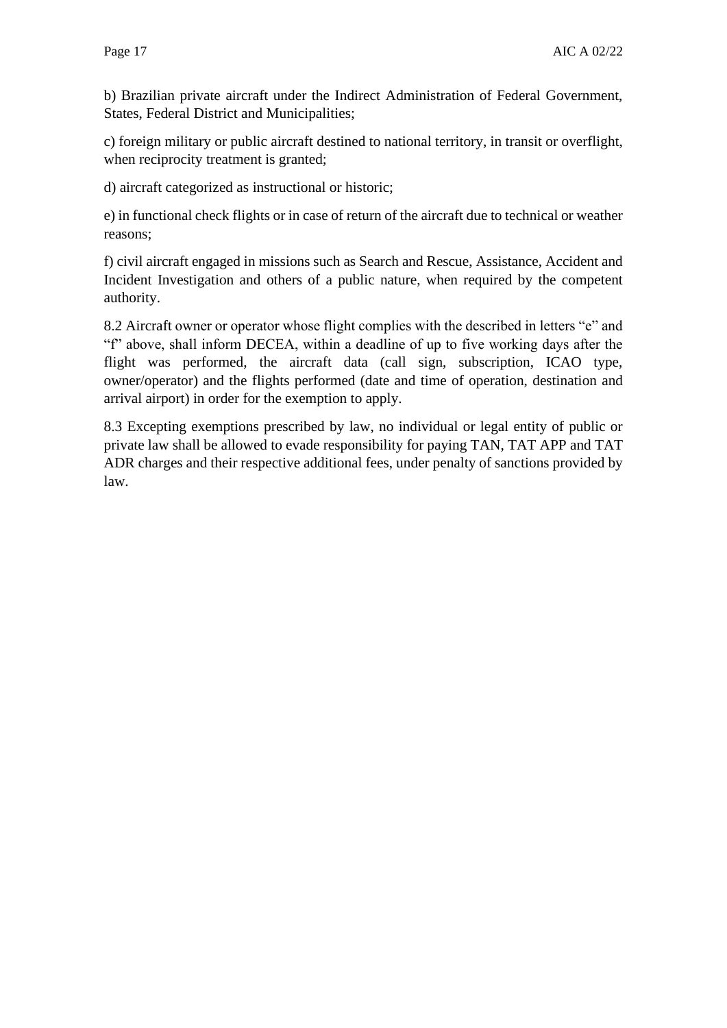b) Brazilian private aircraft under the Indirect Administration of Federal Government, States, Federal District and Municipalities;

c) foreign military or public aircraft destined to national territory, in transit or overflight, when reciprocity treatment is granted;

d) aircraft categorized as instructional or historic;

e) in functional check flights or in case of return of the aircraft due to technical or weather reasons;

f) civil aircraft engaged in missions such as Search and Rescue, Assistance, Accident and Incident Investigation and others of a public nature, when required by the competent authority.

8.2 Aircraft owner or operator whose flight complies with the described in letters "e" and "f" above, shall inform DECEA, within a deadline of up to five working days after the flight was performed, the aircraft data (call sign, subscription, ICAO type, owner/operator) and the flights performed (date and time of operation, destination and arrival airport) in order for the exemption to apply.

8.3 Excepting exemptions prescribed by law, no individual or legal entity of public or private law shall be allowed to evade responsibility for paying TAN, TAT APP and TAT ADR charges and their respective additional fees, under penalty of sanctions provided by law.